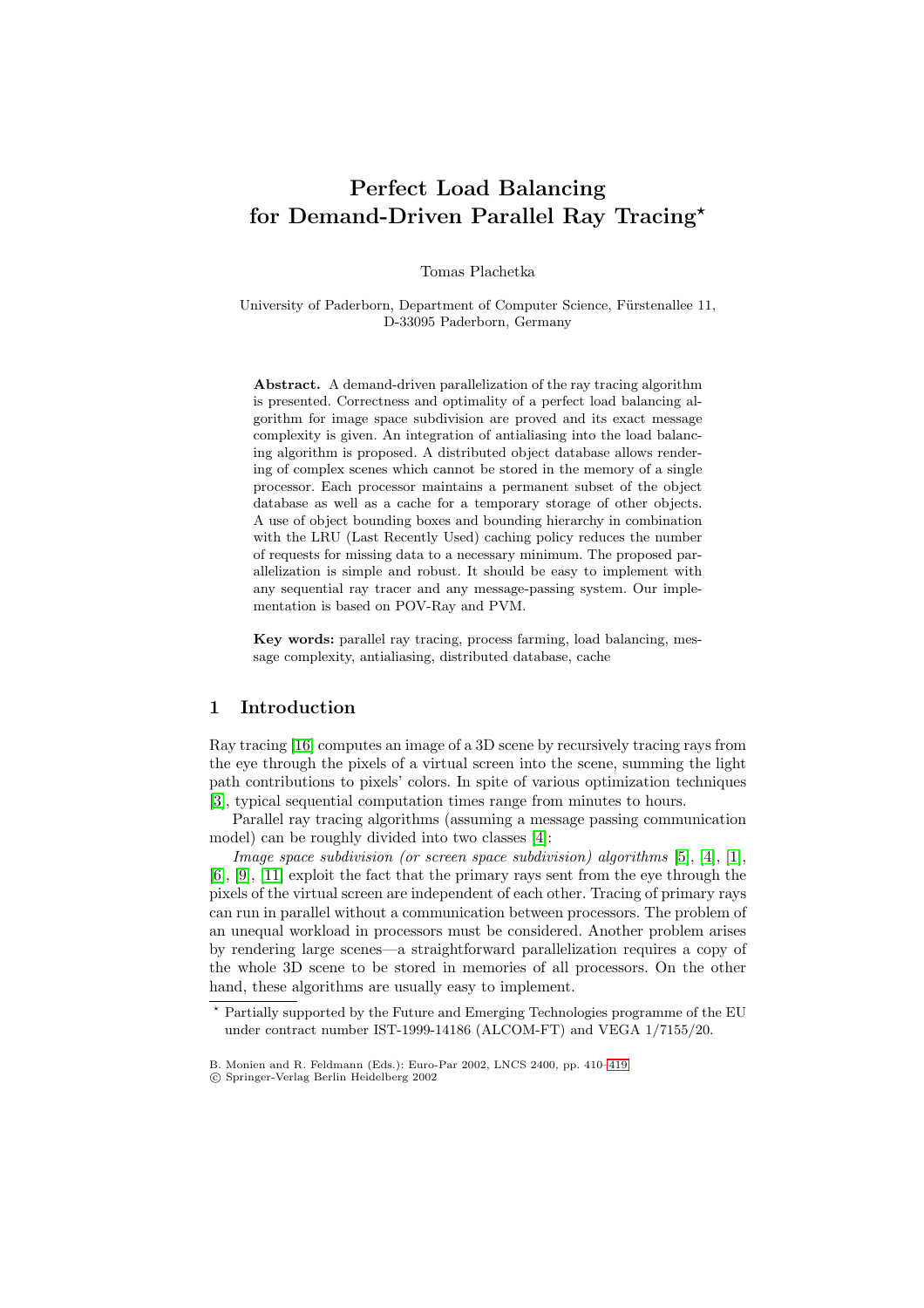# Perfect Load Balancing for Demand-Driven Parallel Ray Tracing*

Tomas Plachetka

University of Paderborn, Department of Computer Science, Fürstenallee 11, D-33095 Paderborn, Germany

**Abstract.** A demand-driven parallelization of the ray tracing algorithm is presented. Correctness and optimality of a perfect load balancing algorithm for image space subdivision are proved and its exact message complexity is given. An integration of antialiasing into the load balancing algorithm is proposed. A distributed object database allows rendering of complex scenes which cannot be stored in the memory of a single processor. Each processor maintains a permanent subset of the object database as well as a cache for a temporary storage of other objects. A use of object bounding boxes and bounding hierarchy in combination with the LRU (Last Recently Used) caching policy reduces the number of requests for missing data to a necessary minimum. The proposed parallelization is simple and robust. It should be easy to implement with any sequential ray tracer and any message-passing system. Our implementation is based on POV-Ray and PVM.

**Key words:** parallel ray tracing, process farming, load balancing, message complexity, antialiasing, distributed database, cache

## 1 Introduction

Ray tracing [16] computes an image of a 3D scene by recursively tracing rays from the eye through the pixels of a virtual screen into the scene, summing the light path contributions to pixels' colors. In spite of various optimization techniques [3], typical sequential computation times range from minutes to hours.

Parallel ray tracing algorithms (assuming a message passing communication model) can be roughly divided into two classes [4]:

*Image space subdivision (or screen space subdivision) algorithms* [5], [4], [1], [6], [9], [11] exploit the fact that the primary rays sent from the eye through the pixels of the virtual screen are independent of each other. Tracing of primary rays can run in parallel without a communication between processors. The problem of an unequal workload in processors must be considered. Another problem arises by rendering large scenes—a straightforward parallelization requires a copy of the whole 3D scene to be stored in memories of all processors. On the other hand, these algorithms are usually easy to implement.

* Partially supported by the Future and Emerging Technologies programme of the EU under contract number IST-1999-14186 (ALCOM-FT) and VEGA 1/7155/20.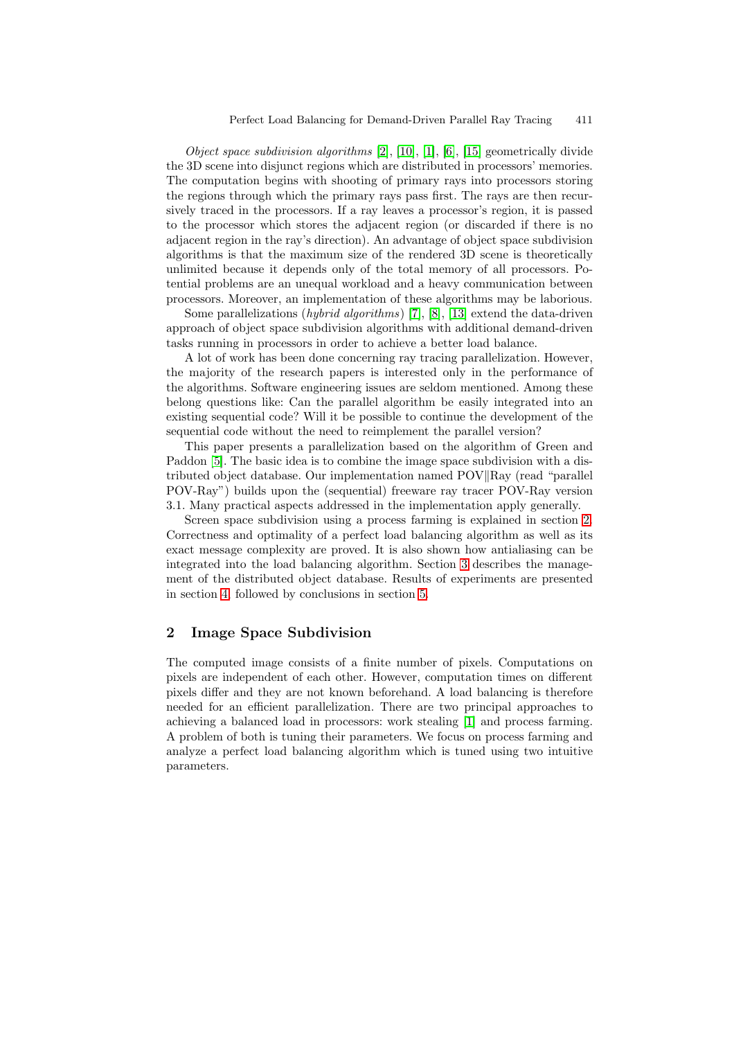*Object space subdivision algorithms* [2], [10], [1], [6], [15] geometrically divide the 3D scene into disjunct regions which are distributed in processors' memories. The computation begins with shooting of primary rays into processors storing the regions through which the primary rays pass first. The rays are then recursively traced in the processors. If a ray leaves a processor's region, it is passed to the processor which stores the adjacent region (or discarded if there is no adjacent region in the ray's direction). An advantage of object space subdivision algorithms is that the maximum size of the rendered 3D scene is theoretically unlimited because it depends only of the total memory of all processors. Potential problems are an unequal workload and a heavy communication between processors. Moreover, an implementation of these algorithms may be laborious.

Some parallelizations (*hybrid algorithms*) [7], [8], [13] extend the data-driven approach of object space subdivision algorithms with additional demand-driven tasks running in processors in order to achieve a better load balance.

A lot of work has been done concerning ray tracing parallelization. However, the majority of the research papers is interested only in the performance of the algorithms. Software engineering issues are seldom mentioned. Among these belong questions like: Can the parallel algorithm be easily integrated into an existing sequential code? Will it be possible to continue the development of the sequential code without the need to reimplement the parallel version?

This paper presents a parallelization based on the algorithm of Green and Paddon [5]. The basic idea is to combine the image space subdivision with a distributed object database. Our implementation named POV‖Ray (read "parallel POV-Ray") builds upon the (sequential) freeware ray tracer POV-Ray version 3.1. Many practical aspects addressed in the implementation apply generally.

Screen space subdivision using a process farming is explained in section 2. Correctness and optimality of a perfect load balancing algorithm as well as its exact message complexity are proved. It is also shown how antialiasing can be integrated into the load balancing algorithm. Section 3 describes the management of the distributed object database. Results of experiments are presented in section 4, followed by conclusions in section 5.

## 2 Image Space Subdivision

The computed image consists of a finite number of pixels. Computations on pixels are independent of each other. However, computation times on different pixels differ and they are not known beforehand. A load balancing is therefore needed for an efficient parallelization. There are two principal approaches to achieving a balanced load in processors: work stealing [1] and process farming. A problem of both is tuning their parameters. We focus on process farming and analyze a perfect load balancing algorithm which is tuned using two intuitive parameters.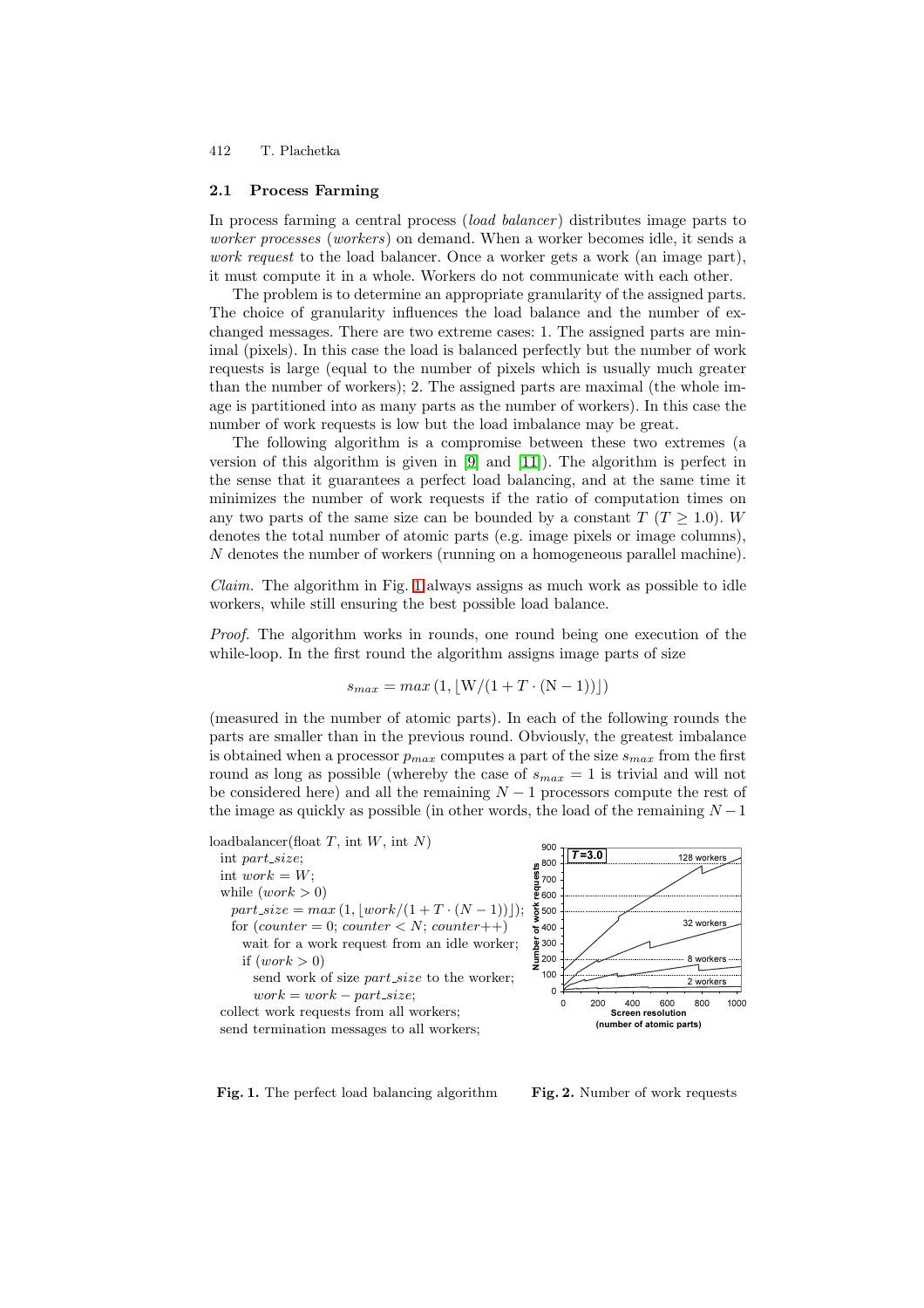### 2.1 Process Farming

In process farming a central process (*load balancer*) distributes image parts to *worker processes* (*workers*) on demand. When a worker becomes idle, it sends a *work request* to the load balancer. Once a worker gets a work (an image part), it must compute it in a whole. Workers do not communicate with each other.

The problem is to determine an appropriate granularity of the assigned parts. The choice of granularity influences the load balance and the number of exchanged messages. There are two extreme cases: 1. The assigned parts are minimal (pixels). In this case the load is balanced perfectly but the number of work requests is large (equal to the number of pixels which is usually much greater than the number of workers); 2. The assigned parts are maximal (the whole image is partitioned into as many parts as the number of workers). In this case the number of work requests is low but the load imbalance may be great.

The following algorithm is a compromise between these two extremes (a version of this algorithm is given in [9] and [11]). The algorithm is perfect in the sense that it guarantees a perfect load balancing, and at the same time it minimizes the number of work requests if the ratio of computation times on any two parts of the same size can be bounded by a constant $T$ ($T \geq 1.0$). $W$ denotes the total number of atomic parts (e.g. image pixels or image columns), $N$ denotes the number of workers (running on a homogeneous parallel machine).

*Claim.* The algorithm in Fig. 1 always assigns as much work as possible to idle workers, while still ensuring the best possible load balance.

*Proof.* The algorithm works in rounds, one round being one execution of the while-loop. In the first round the algorithm assigns image parts of size

$$s_{max} = max\left(1, \lfloor W/(1 + T \cdot (N-1)) \rfloor\right)$$

(measured in the number of atomic parts). In each of the following rounds the parts are smaller than in the previous round. Obviously, the greatest imbalance is obtained when a processor $p_{max}$ computes a part of the size $s_{max}$ from the first round as long as possible (whereby the case of $s_{max} = 1$ is trivial and will not be considered here) and all the remaining $N-1$ processors compute the rest of the image as quickly as possible (in other words, the load of the remaining $N-1$

```
loadbalancer(float T, int W, int N)
  int part_size;
  int work = W;
  while (work > 0)
    part_size = max(1, ⌊work/(1 + T · (N − 1))⌋);
    for (counter = 0; counter < N; counter++)
      wait for a work request from an idle worker;
      if (work > 0)
        send work of size part_size to the worker;
        work = work − part_size;
  collect work requests from all workers;
  send termination messages to all workers;
```

**Fig. 1.** The perfect load balancing algorithm

**Fig. 2.** Number of work requests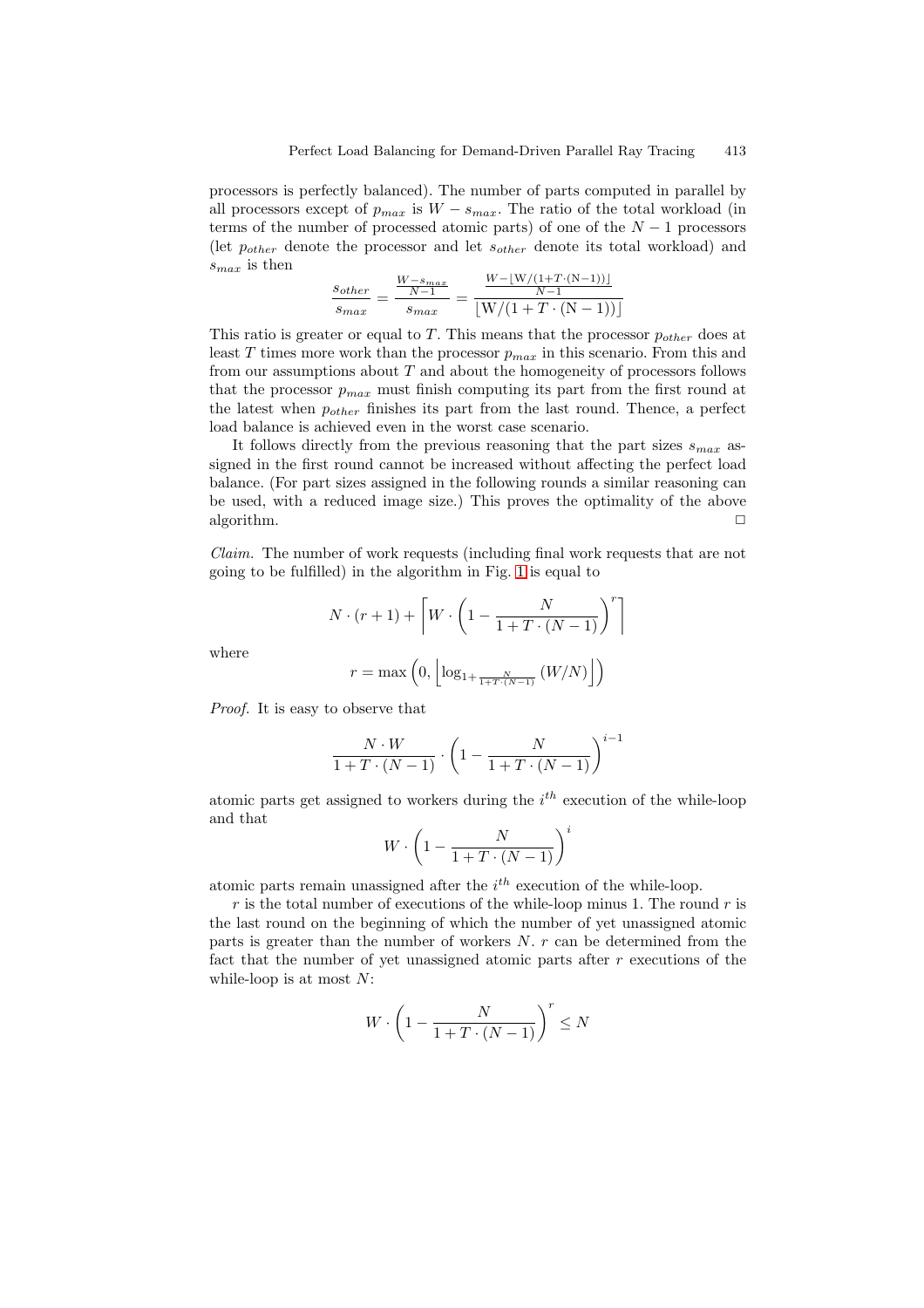processors is perfectly balanced). The number of parts computed in parallel by all processors except of $p_{max}$ is $W - s_{max}$. The ratio of the total workload (in terms of the number of processed atomic parts) of one of the $N-1$ processors (let $p_{other}$ denote the processor and let $s_{other}$ denote its total workload) and $s_{max}$ is then

$$\frac{s_{other}}{s_{max}} = \frac{\frac{W - s_{max}}{N-1}}{s_{max}} = \frac{\frac{W - \lfloor W/(1+T\cdot(N-1)) \rfloor}{N-1}}{\lfloor W/(1+T\cdot(N-1)) \rfloor}$$

This ratio is greater or equal to $T$. This means that the processor $p_{other}$ does at least $T$ times more work than the processor $p_{max}$ in this scenario. From this and from our assumptions about $T$ and about the homogeneity of processors follows that the processor $p_{max}$ must finish computing its part from the first round at the latest when $p_{other}$ finishes its part from the last round. Thence, a perfect load balance is achieved even in the worst case scenario.

It follows directly from the previous reasoning that the part sizes $s_{max}$ assigned in the first round cannot be increased without affecting the perfect load balance. (For part sizes assigned in the following rounds a similar reasoning can be used, with a reduced image size.) This proves the optimality of the above algorithm. □

*Claim.* The number of work requests (including final work requests that are not going to be fulfilled) in the algorithm in Fig. 1 is equal to

$$N \cdot (r+1) + \left\lceil W \cdot \left(1 - \frac{N}{1+T\cdot(N-1)}\right)^r \right\rceil$$

where

$$r = \max\left(0, \left\lfloor \log_{1+\frac{N}{1+T\cdot(N-1)}} (W/N) \right\rfloor\right)$$

*Proof.* It is easy to observe that

$$\frac{N \cdot W}{1+T\cdot(N-1)} \cdot \left(1 - \frac{N}{1+T\cdot(N-1)}\right)^{i-1}$$

atomic parts get assigned to workers during the $i^{th}$ execution of the while-loop and that

$$W \cdot \left(1 - \frac{N}{1+T\cdot(N-1)}\right)^{i}$$

atomic parts remain unassigned after the $i^{th}$ execution of the while-loop.

$r$ is the total number of executions of the while-loop minus 1. The round $r$ is the last round on the beginning of which the number of yet unassigned atomic parts is greater than the number of workers $N$. $r$ can be determined from the fact that the number of yet unassigned atomic parts after $r$ executions of the while-loop is at most $N$:

$$W \cdot \left(1 - \frac{N}{1+T\cdot(N-1)}\right)^{r} \leq N$$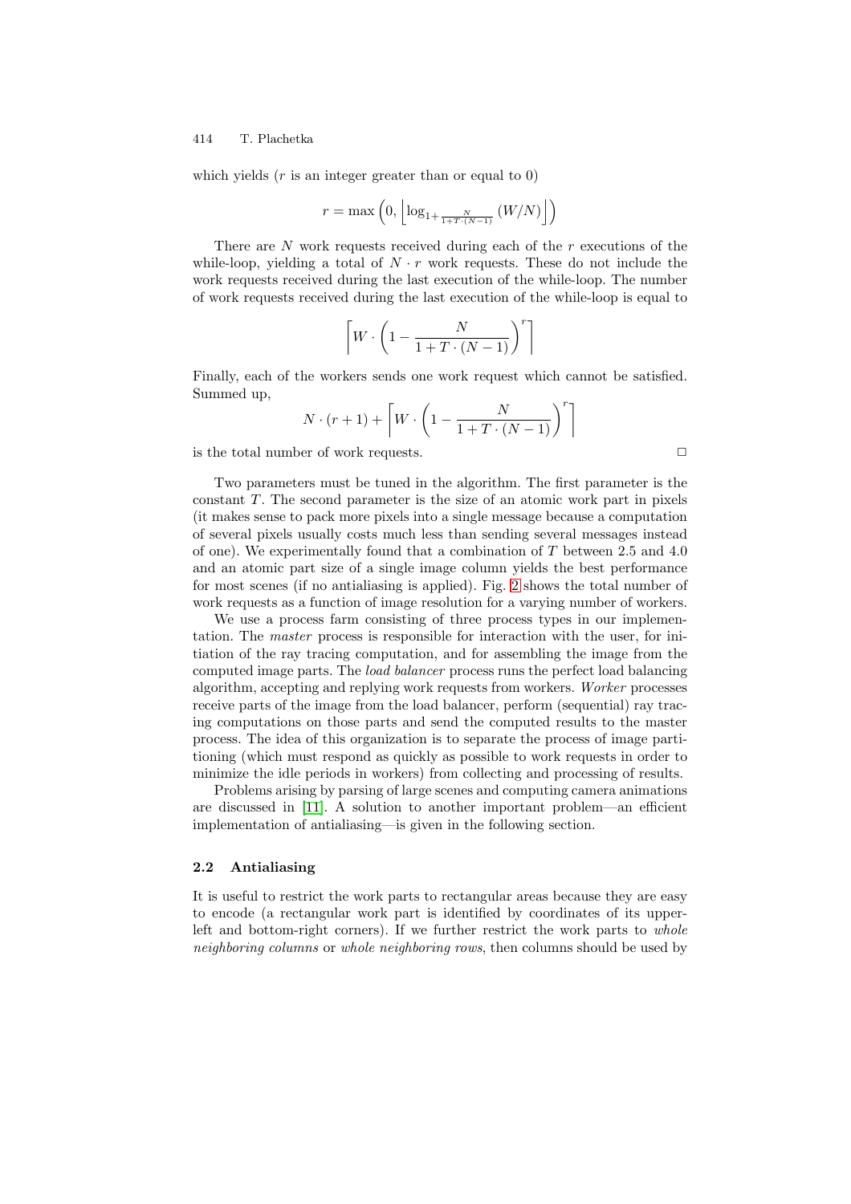which yields ($r$ is an integer greater than or equal to 0)

$$r = \max\left(0, \left\lfloor \log_{1+\frac{N}{1+T\cdot(N-1)}} (W/N) \right\rfloor\right)$$

There are $N$ work requests received during each of the $r$ executions of the while-loop, yielding a total of $N \cdot r$ work requests. These do not include the work requests received during the last execution of the while-loop. The number of work requests received during the last execution of the while-loop is equal to

$$\left\lceil W \cdot \left(1 - \frac{N}{1 + T \cdot (N-1)}\right)^r \right\rceil$$

Finally, each of the workers sends one work request which cannot be satisfied. Summed up,

$$N \cdot (r+1) + \left\lceil W \cdot \left(1 - \frac{N}{1 + T \cdot (N-1)}\right)^r \right\rceil$$

is the total number of work requests. □

Two parameters must be tuned in the algorithm. The first parameter is the constant $T$. The second parameter is the size of an atomic work part in pixels (it makes sense to pack more pixels into a single message because a computation of several pixels usually costs much less than sending several messages instead of one). We experimentally found that a combination of $T$ between 2.5 and 4.0 and an atomic part size of a single image column yields the best performance for most scenes (if no antialiasing is applied). Fig. 2 shows the total number of work requests as a function of image resolution for a varying number of workers.

We use a process farm consisting of three process types in our implementation. The *master* process is responsible for interaction with the user, for initiation of the ray tracing computation, and for assembling the image from the computed image parts. The *load balancer* process runs the perfect load balancing algorithm, accepting and replying work requests from workers. *Worker* processes receive parts of the image from the load balancer, perform (sequential) ray tracing computations on those parts and send the computed results to the master process. The idea of this organization is to separate the process of image partitioning (which must respond as quickly as possible to work requests in order to minimize the idle periods in workers) from collecting and processing of results.

Problems arising by parsing of large scenes and computing camera animations are discussed in [11]. A solution to another important problem—an efficient implementation of antialiasing—is given in the following section.

### 2.2 Antialiasing

It is useful to restrict the work parts to rectangular areas because they are easy to encode (a rectangular work part is identified by coordinates of its upper-left and bottom-right corners). If we further restrict the work parts to *whole neighboring columns* or *whole neighboring rows*, then columns should be used by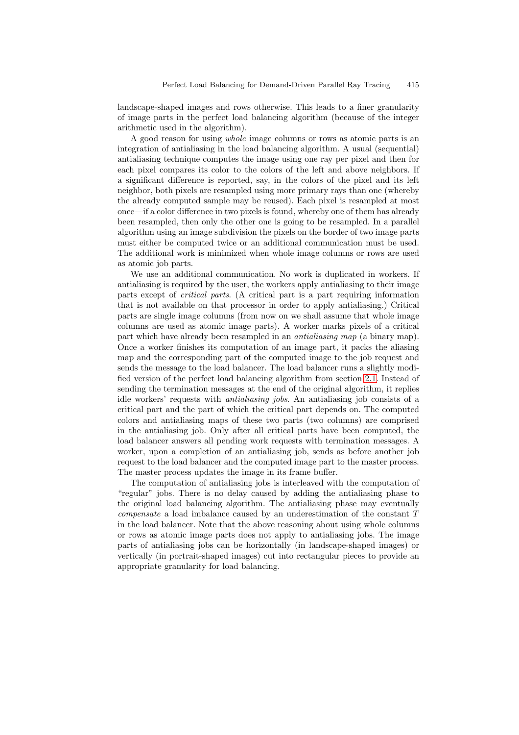landscape-shaped images and rows otherwise. This leads to a finer granularity of image parts in the perfect load balancing algorithm (because of the integer arithmetic used in the algorithm).

A good reason for using *whole* image columns or rows as atomic parts is an integration of antialiasing in the load balancing algorithm. A usual (sequential) antialiasing technique computes the image using one ray per pixel and then for each pixel compares its color to the colors of the left and above neighbors. If a significant difference is reported, say, in the colors of the pixel and its left neighbor, both pixels are resampled using more primary rays than one (whereby the already computed sample may be reused). Each pixel is resampled at most once—if a color difference in two pixels is found, whereby one of them has already been resampled, then only the other one is going to be resampled. In a parallel algorithm using an image subdivision the pixels on the border of two image parts must either be computed twice or an additional communication must be used. The additional work is minimized when whole image columns or rows are used as atomic job parts.

We use an additional communication. No work is duplicated in workers. If antialiasing is required by the user, the workers apply antialiasing to their image parts except of *critical parts*. (A critical part is a part requiring information that is not available on that processor in order to apply antialiasing.) Critical parts are single image columns (from now on we shall assume that whole image columns are used as atomic image parts). A worker marks pixels of a critical part which have already been resampled in an *antialiasing map* (a binary map). Once a worker finishes its computation of an image part, it packs the aliasing map and the corresponding part of the computed image to the job request and sends the message to the load balancer. The load balancer runs a slightly modified version of the perfect load balancing algorithm from section 2.1. Instead of sending the termination messages at the end of the original algorithm, it replies idle workers' requests with *antialiasing jobs*. An antialiasing job consists of a critical part and the part of which the critical part depends on. The computed colors and antialiasing maps of these two parts (two columns) are comprised in the antialiasing job. Only after all critical parts have been computed, the load balancer answers all pending work requests with termination messages. A worker, upon a completion of an antialiasing job, sends as before another job request to the load balancer and the computed image part to the master process. The master process updates the image in its frame buffer.

The computation of antialiasing jobs is interleaved with the computation of "regular" jobs. There is no delay caused by adding the antialiasing phase to the original load balancing algorithm. The antialiasing phase may eventually *compensate* a load imbalance caused by an underestimation of the constant $T$ in the load balancer. Note that the above reasoning about using whole columns or rows as atomic image parts does not apply to antialiasing jobs. The image parts of antialiasing jobs can be horizontally (in landscape-shaped images) or vertically (in portrait-shaped images) cut into rectangular pieces to provide an appropriate granularity for load balancing.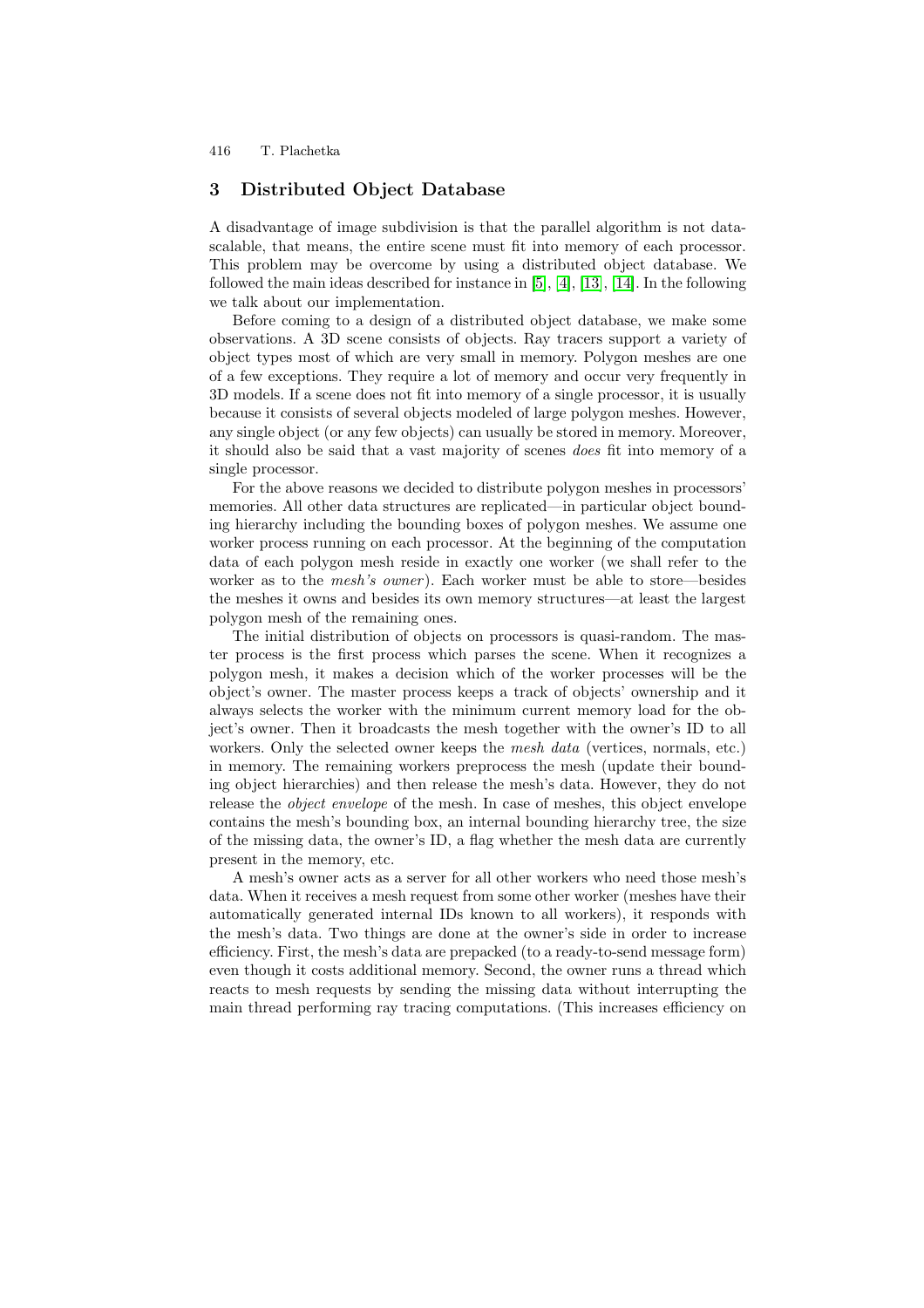## 3 Distributed Object Database

A disadvantage of image subdivision is that the parallel algorithm is not data-scalable, that means, the entire scene must fit into memory of each processor. This problem may be overcome by using a distributed object database. We followed the main ideas described for instance in [5], [4], [13], [14]. In the following we talk about our implementation.

Before coming to a design of a distributed object database, we make some observations. A 3D scene consists of objects. Ray tracers support a variety of object types most of which are very small in memory. Polygon meshes are one of a few exceptions. They require a lot of memory and occur very frequently in 3D models. If a scene does not fit into memory of a single processor, it is usually because it consists of several objects modeled of large polygon meshes. However, any single object (or any few objects) can usually be stored in memory. Moreover, it should also be said that a vast majority of scenes *does* fit into memory of a single processor.

For the above reasons we decided to distribute polygon meshes in processors' memories. All other data structures are replicated—in particular object bounding hierarchy including the bounding boxes of polygon meshes. We assume one worker process running on each processor. At the beginning of the computation data of each polygon mesh reside in exactly one worker (we shall refer to the worker as to the *mesh's owner*). Each worker must be able to store—besides the meshes it owns and besides its own memory structures—at least the largest polygon mesh of the remaining ones.

The initial distribution of objects on processors is quasi-random. The master process is the first process which parses the scene. When it recognizes a polygon mesh, it makes a decision which of the worker processes will be the object's owner. The master process keeps a track of objects' ownership and it always selects the worker with the minimum current memory load for the object's owner. Then it broadcasts the mesh together with the owner's ID to all workers. Only the selected owner keeps the *mesh data* (vertices, normals, etc.) in memory. The remaining workers preprocess the mesh (update their bounding object hierarchies) and then release the mesh's data. However, they do not release the *object envelope* of the mesh. In case of meshes, this object envelope contains the mesh's bounding box, an internal bounding hierarchy tree, the size of the missing data, the owner's ID, a flag whether the mesh data are currently present in the memory, etc.

A mesh's owner acts as a server for all other workers who need those mesh's data. When it receives a mesh request from some other worker (meshes have their automatically generated internal IDs known to all workers), it responds with the mesh's data. Two things are done at the owner's side in order to increase efficiency. First, the mesh's data are prepacked (to a ready-to-send message form) even though it costs additional memory. Second, the owner runs a thread which reacts to mesh requests by sending the missing data without interrupting the main thread performing ray tracing computations. (This increases efficiency on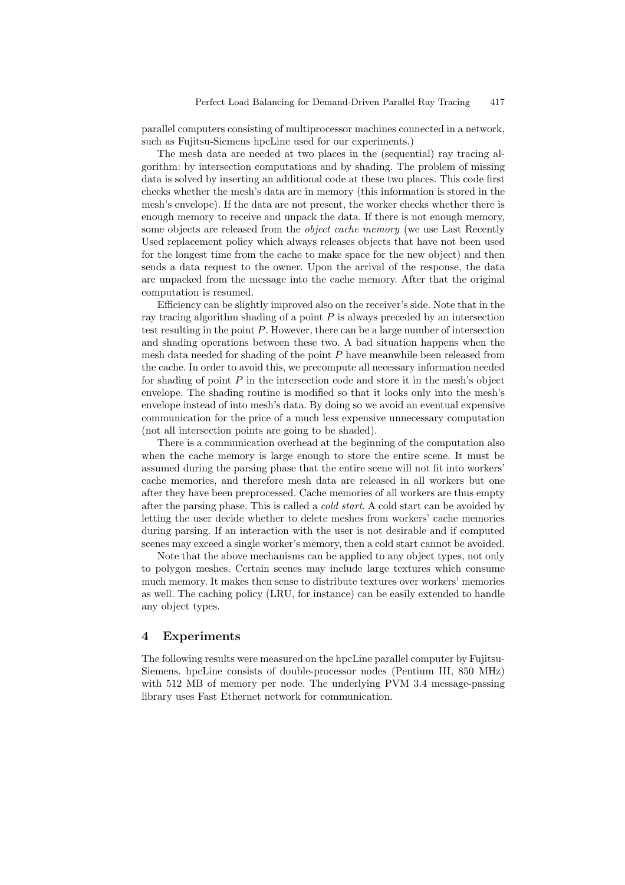parallel computers consisting of multiprocessor machines connected in a network, such as Fujitsu-Siemens hpcLine used for our experiments.)

The mesh data are needed at two places in the (sequential) ray tracing algorithm: by intersection computations and by shading. The problem of missing data is solved by inserting an additional code at these two places. This code first checks whether the mesh's data are in memory (this information is stored in the mesh's envelope). If the data are not present, the worker checks whether there is enough memory to receive and unpack the data. If there is not enough memory, some objects are released from the *object cache memory* (we use Last Recently Used replacement policy which always releases objects that have not been used for the longest time from the cache to make space for the new object) and then sends a data request to the owner. Upon the arrival of the response, the data are unpacked from the message into the cache memory. After that the original computation is resumed.

Efficiency can be slightly improved also on the receiver's side. Note that in the ray tracing algorithm shading of a point $P$ is always preceded by an intersection test resulting in the point $P$. However, there can be a large number of intersection and shading operations between these two. A bad situation happens when the mesh data needed for shading of the point $P$ have meanwhile been released from the cache. In order to avoid this, we precompute all necessary information needed for shading of point $P$ in the intersection code and store it in the mesh's object envelope. The shading routine is modified so that it looks only into the mesh's envelope instead of into mesh's data. By doing so we avoid an eventual expensive communication for the price of a much less expensive unnecessary computation (not all intersection points are going to be shaded).

There is a communication overhead at the beginning of the computation also when the cache memory is large enough to store the entire scene. It must be assumed during the parsing phase that the entire scene will not fit into workers' cache memories, and therefore mesh data are released in all workers but one after they have been preprocessed. Cache memories of all workers are thus empty after the parsing phase. This is called a *cold start*. A cold start can be avoided by letting the user decide whether to delete meshes from workers' cache memories during parsing. If an interaction with the user is not desirable and if computed scenes may exceed a single worker's memory, then a cold start cannot be avoided.

Note that the above mechanisms can be applied to any object types, not only to polygon meshes. Certain scenes may include large textures which consume much memory. It makes then sense to distribute textures over workers' memories as well. The caching policy (LRU, for instance) can be easily extended to handle any object types.

## 4 Experiments

The following results were measured on the hpcLine parallel computer by Fujitsu-Siemens. hpcLine consists of double-processor nodes (Pentium III, 850 MHz) with 512 MB of memory per node. The underlying PVM 3.4 message-passing library uses Fast Ethernet network for communication.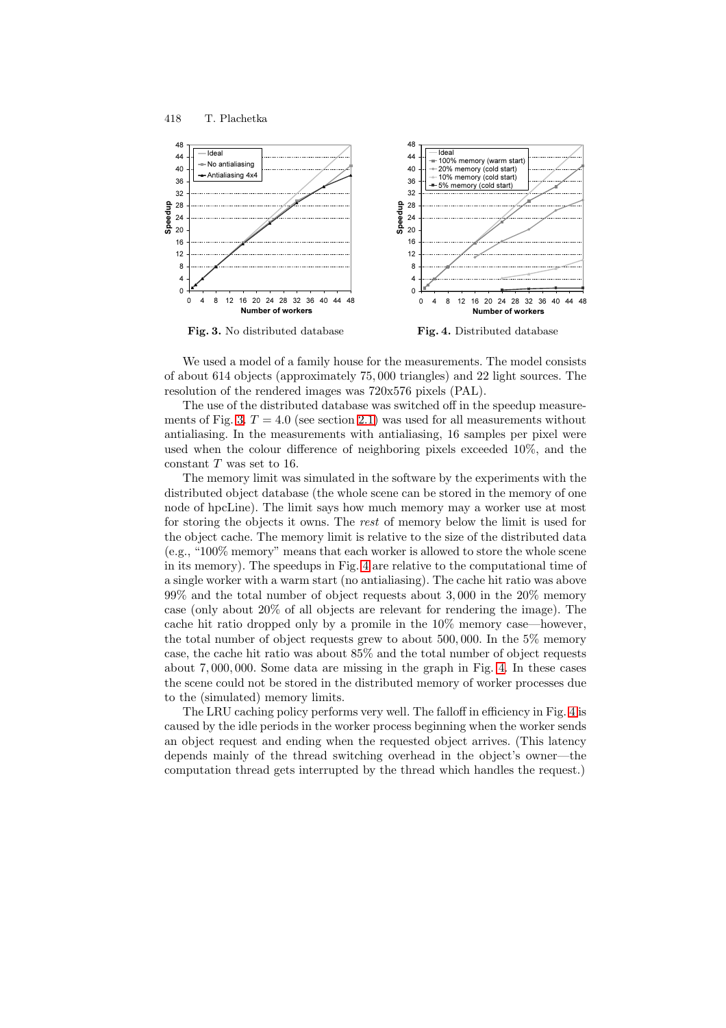**Fig. 3.** No distributed database

**Fig. 4.** Distributed database

We used a model of a family house for the measurements. The model consists of about 614 objects (approximately 75,000 triangles) and 22 light sources. The resolution of the rendered images was 720x576 pixels (PAL).

The use of the distributed database was switched off in the speedup measurements of Fig. 3. $T = 4.0$ (see section 2.1) was used for all measurements without antialiasing. In the measurements with antialiasing, 16 samples per pixel were used when the colour difference of neighboring pixels exceeded 10%, and the constant $T$ was set to 16.

The memory limit was simulated in the software by the experiments with the distributed object database (the whole scene can be stored in the memory of one node of hpcLine). The limit says how much memory may a worker use at most for storing the objects it owns. The *rest* of memory below the limit is used for the object cache. The memory limit is relative to the size of the distributed data (e.g., "100% memory" means that each worker is allowed to store the whole scene in its memory). The speedups in Fig. 4 are relative to the computational time of a single worker with a warm start (no antialiasing). The cache hit ratio was above 99% and the total number of object requests about 3,000 in the 20% memory case (only about 20% of all objects are relevant for rendering the image). The cache hit ratio dropped only by a promile in the 10% memory case—however, the total number of object requests grew to about 500,000. In the 5% memory case, the cache hit ratio was about 85% and the total number of object requests about 7,000,000. Some data are missing in the graph in Fig. 4. In these cases the scene could not be stored in the distributed memory of worker processes due to the (simulated) memory limits.

The LRU caching policy performs very well. The falloff in efficiency in Fig. 4 is caused by the idle periods in the worker process beginning when the worker sends an object request and ending when the requested object arrives. (This latency depends mainly of the thread switching overhead in the object's owner—the computation thread gets interrupted by the thread which handles the request.)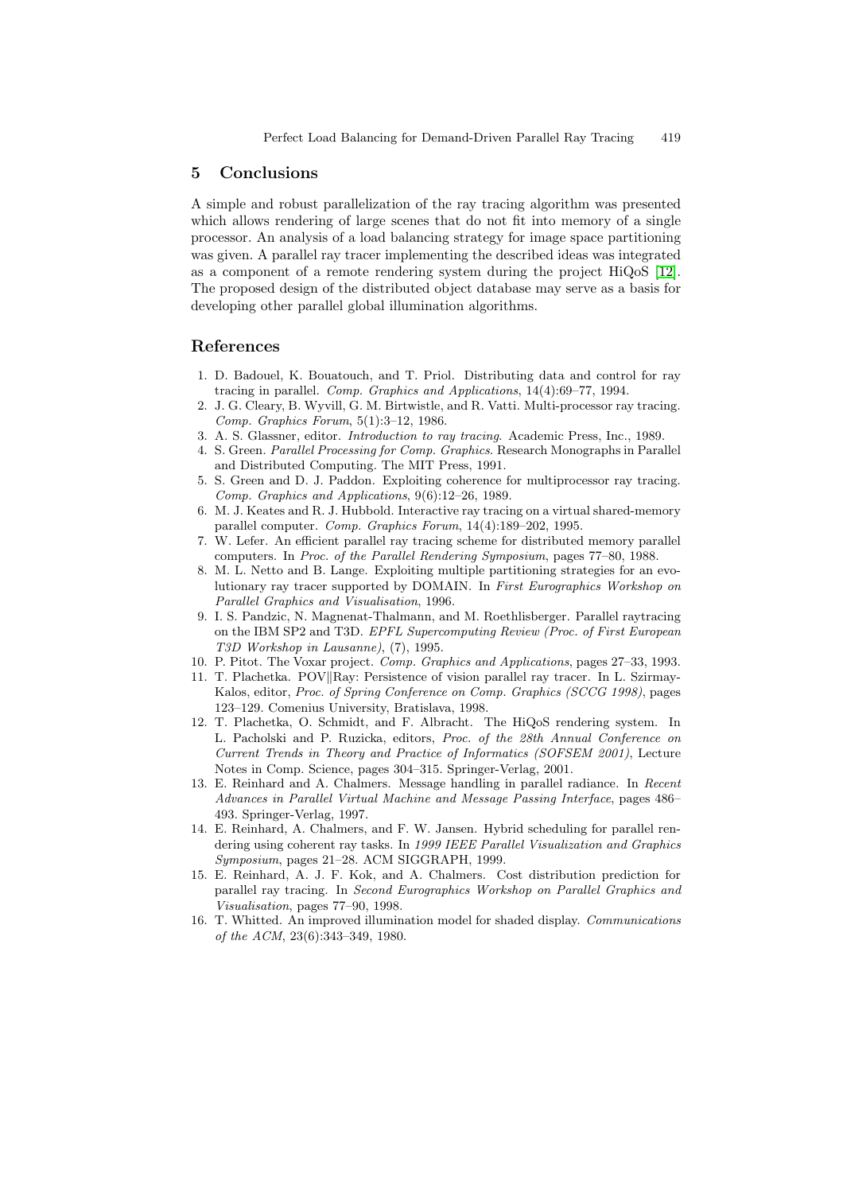## 5 Conclusions

A simple and robust parallelization of the ray tracing algorithm was presented which allows rendering of large scenes that do not fit into memory of a single processor. An analysis of a load balancing strategy for image space partitioning was given. A parallel ray tracer implementing the described ideas was integrated as a component of a remote rendering system during the project HiQoS [12]. The proposed design of the distributed object database may serve as a basis for developing other parallel global illumination algorithms.

## References

1. D. Badouel, K. Bouatouch, and T. Priol. Distributing data and control for ray tracing in parallel. *Comp. Graphics and Applications*, 14(4):69–77, 1994.
2. J. G. Cleary, B. Wyvill, G. M. Birtwistle, and R. Vatti. Multi-processor ray tracing. *Comp. Graphics Forum*, 5(1):3–12, 1986.
3. A. S. Glassner, editor. *Introduction to ray tracing*. Academic Press, Inc., 1989.
4. S. Green. *Parallel Processing for Comp. Graphics*. Research Monographs in Parallel and Distributed Computing. The MIT Press, 1991.
5. S. Green and D. J. Paddon. Exploiting coherence for multiprocessor ray tracing. *Comp. Graphics and Applications*, 9(6):12–26, 1989.
6. M. J. Keates and R. J. Hubbold. Interactive ray tracing on a virtual shared-memory parallel computer. *Comp. Graphics Forum*, 14(4):189–202, 1995.
7. W. Lefer. An efficient parallel ray tracing scheme for distributed memory parallel computers. In *Proc. of the Parallel Rendering Symposium*, pages 77–80, 1988.
8. M. L. Netto and B. Lange. Exploiting multiple partitioning strategies for an evolutionary ray tracer supported by DOMAIN. In *First Eurographics Workshop on Parallel Graphics and Visualisation*, 1996.
9. I. S. Pandzic, N. Magnenat-Thalmann, and M. Roethlisberger. Parallel raytracing on the IBM SP2 and T3D. *EPFL Supercomputing Review (Proc. of First European T3D Workshop in Lausanne)*, (7), 1995.
10. P. Pitot. The Voxar project. *Comp. Graphics and Applications*, pages 27–33, 1993.
11. T. Plachetka. POV||Ray: Persistence of vision parallel ray tracer. In L. Szirmay-Kalos, editor, *Proc. of Spring Conference on Comp. Graphics (SCCG 1998)*, pages 123–129. Comenius University, Bratislava, 1998.
12. T. Plachetka, O. Schmidt, and F. Albracht. The HiQoS rendering system. In L. Pacholski and P. Ruzicka, editors, *Proc. of the 28th Annual Conference on Current Trends in Theory and Practice of Informatics (SOFSEM 2001)*, Lecture Notes in Comp. Science, pages 304–315. Springer-Verlag, 2001.
13. E. Reinhard and A. Chalmers. Message handling in parallel radiance. In *Recent Advances in Parallel Virtual Machine and Message Passing Interface*, pages 486–493. Springer-Verlag, 1997.
14. E. Reinhard, A. Chalmers, and F. W. Jansen. Hybrid scheduling for parallel rendering using coherent ray tasks. In *1999 IEEE Parallel Visualization and Graphics Symposium*, pages 21–28. ACM SIGGRAPH, 1999.
15. E. Reinhard, A. J. F. Kok, and A. Chalmers. Cost distribution prediction for parallel ray tracing. In *Second Eurographics Workshop on Parallel Graphics and Visualisation*, pages 77–90, 1998.
16. T. Whitted. An improved illumination model for shaded display. *Communications of the ACM*, 23(6):343–349, 1980.